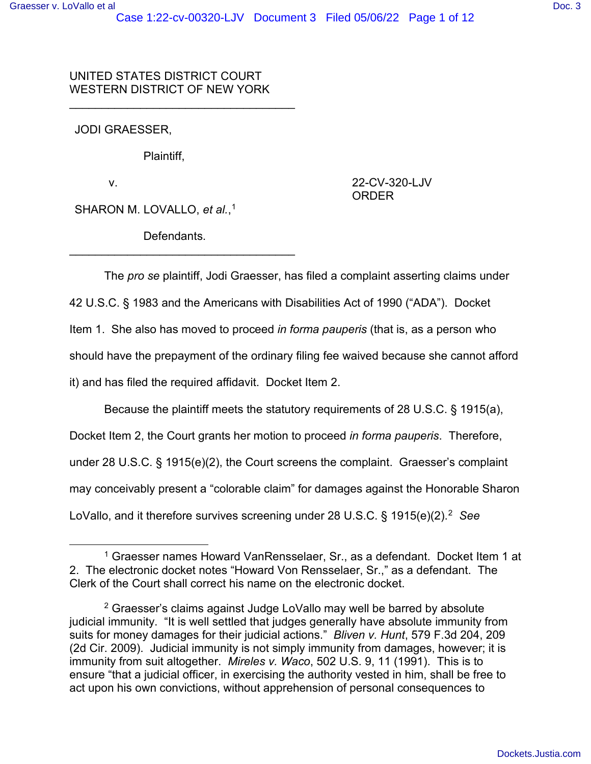UNITED STATES DISTRICT COURT
WESTERN DISTRICT OF NEW YORK

---

JODI GRAESSER,

Plaintiff,

v.

SHARON M. LOVALLO, *et al.*,[1]

Defendants.

---

22-CV-320-LJV
ORDER

The *pro se* plaintiff, Jodi Graesser, has filed a complaint asserting claims under 42 U.S.C. § 1983 and the Americans with Disabilities Act of 1990 ("ADA"). Docket Item 1. She also has moved to proceed *in forma pauperis* (that is, as a person who should have the prepayment of the ordinary filing fee waived because she cannot afford it) and has filed the required affidavit. Docket Item 2.

Because the plaintiff meets the statutory requirements of 28 U.S.C. § 1915(a), Docket Item 2, the Court grants her motion to proceed *in forma pauperis*. Therefore, under 28 U.S.C. § 1915(e)(2), the Court screens the complaint. Graesser's complaint may conceivably present a "colorable claim" for damages against the Honorable Sharon LoVallo, and it therefore survives screening under 28 U.S.C. § 1915(e)(2).[2] *See*

---

[1] Graesser names Howard VanRensselaer, Sr., as a defendant. Docket Item 1 at 2. The electronic docket notes "Howard Von Rensselaer, Sr.," as a defendant. The Clerk of the Court shall correct his name on the electronic docket.

[2] Graesser's claims against Judge LoVallo may well be barred by absolute judicial immunity. "It is well settled that judges generally have absolute immunity from suits for money damages for their judicial actions." *Bliven v. Hunt*, 579 F.3d 204, 209 (2d Cir. 2009). Judicial immunity is not simply immunity from damages, however; it is immunity from suit altogether. *Mireles v. Waco*, 502 U.S. 9, 11 (1991). This is to ensure "that a judicial officer, in exercising the authority vested in him, shall be free to act upon his own convictions, without apprehension of personal consequences to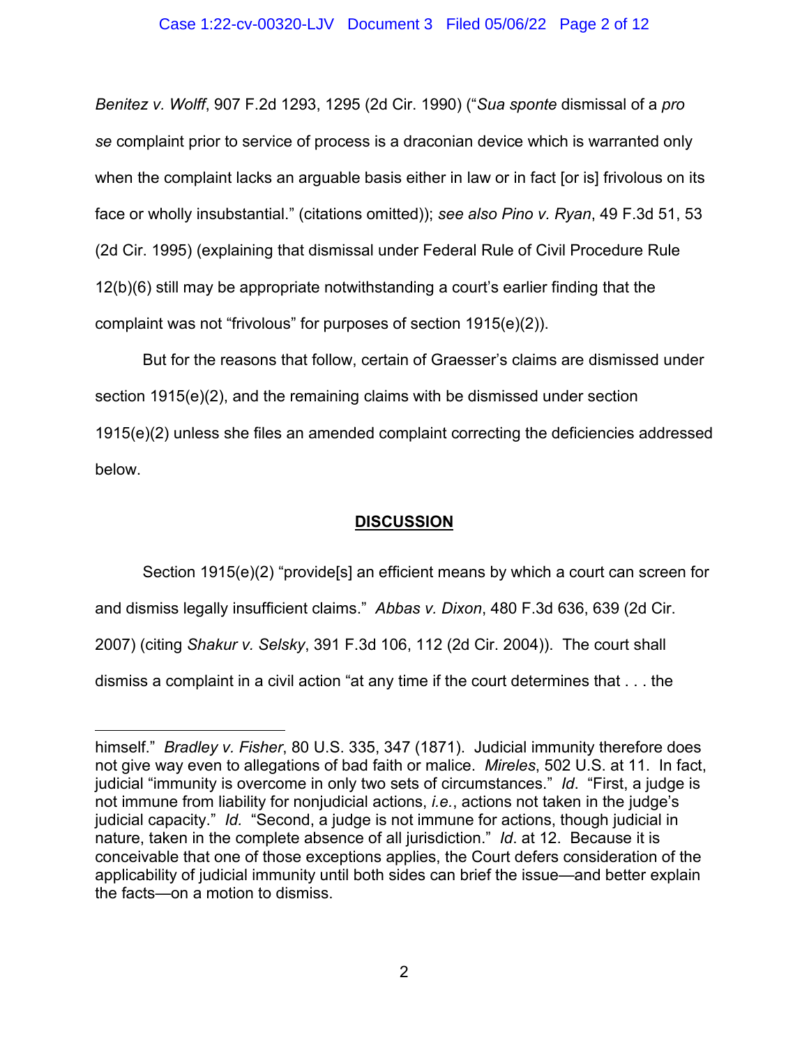*Benitez v. Wolff*, 907 F.2d 1293, 1295 (2d Cir. 1990) ("*Sua sponte* dismissal of a *pro se* complaint prior to service of process is a draconian device which is warranted only when the complaint lacks an arguable basis either in law or in fact [or is] frivolous on its face or wholly insubstantial." (citations omitted)); *see also Pino v. Ryan*, 49 F.3d 51, 53 (2d Cir. 1995) (explaining that dismissal under Federal Rule of Civil Procedure Rule 12(b)(6) still may be appropriate notwithstanding a court's earlier finding that the complaint was not "frivolous" for purposes of section 1915(e)(2)).

But for the reasons that follow, certain of Graesser's claims are dismissed under section 1915(e)(2), and the remaining claims with be dismissed under section 1915(e)(2) unless she files an amended complaint correcting the deficiencies addressed below.

## DISCUSSION

Section 1915(e)(2) "provide[s] an efficient means by which a court can screen for and dismiss legally insufficient claims." *Abbas v. Dixon*, 480 F.3d 636, 639 (2d Cir. 2007) (citing *Shakur v. Selsky*, 391 F.3d 106, 112 (2d Cir. 2004)). The court shall dismiss a complaint in a civil action "at any time if the court determines that . . . the

---

himself." *Bradley v. Fisher*, 80 U.S. 335, 347 (1871). Judicial immunity therefore does not give way even to allegations of bad faith or malice. *Mireles*, 502 U.S. at 11. In fact, judicial "immunity is overcome in only two sets of circumstances." *Id*. "First, a judge is not immune from liability for nonjudicial actions, *i.e.*, actions not taken in the judge's judicial capacity." *Id.* "Second, a judge is not immune for actions, though judicial in nature, taken in the complete absence of all jurisdiction." *Id*. at 12. Because it is conceivable that one of those exceptions applies, the Court defers consideration of the applicability of judicial immunity until both sides can brief the issue—and better explain the facts—on a motion to dismiss.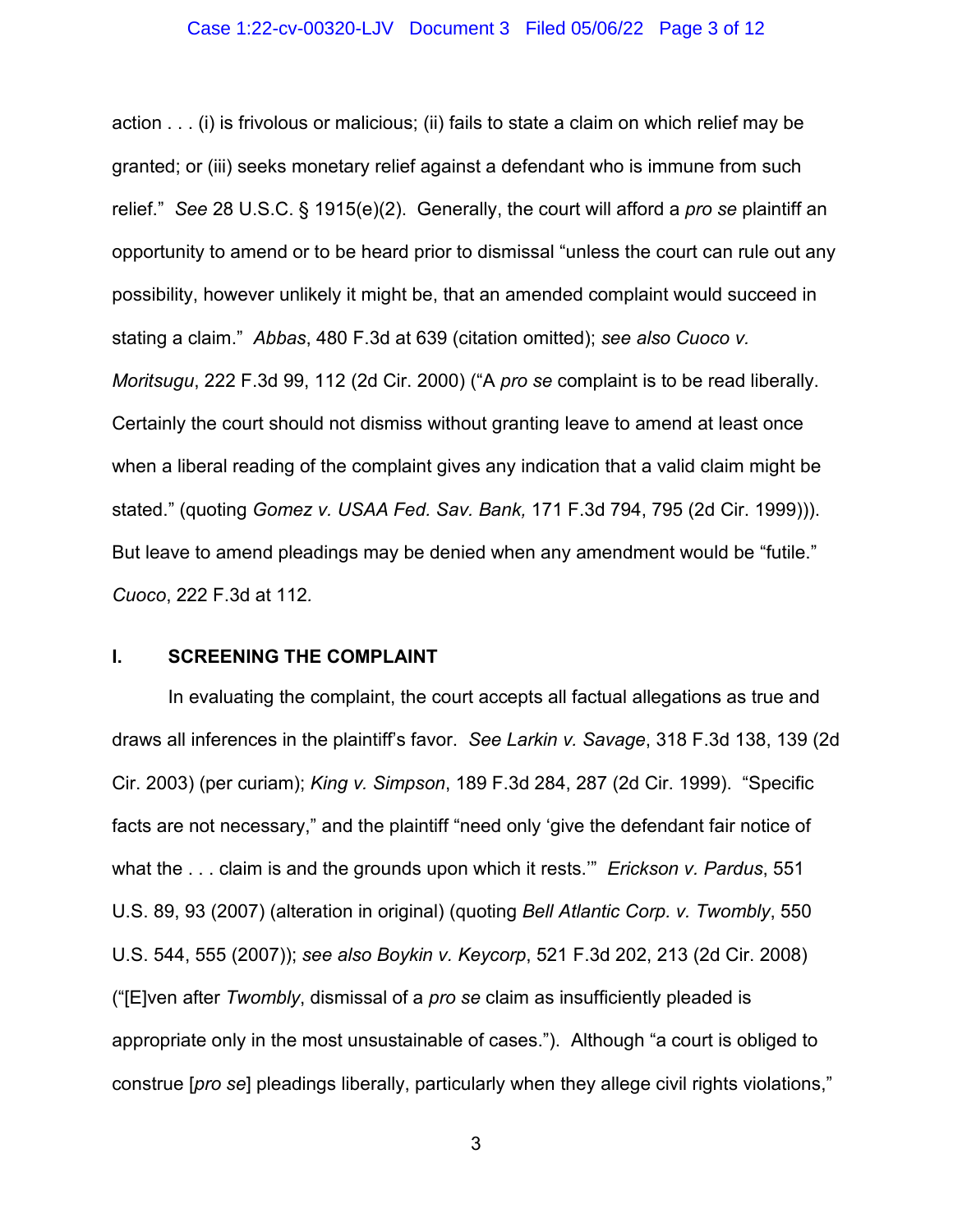action . . . (i) is frivolous or malicious; (ii) fails to state a claim on which relief may be granted; or (iii) seeks monetary relief against a defendant who is immune from such relief." *See* 28 U.S.C. § 1915(e)(2). Generally, the court will afford a *pro se* plaintiff an opportunity to amend or to be heard prior to dismissal "unless the court can rule out any possibility, however unlikely it might be, that an amended complaint would succeed in stating a claim." *Abbas*, 480 F.3d at 639 (citation omitted); *see also Cuoco v. Moritsugu*, 222 F.3d 99, 112 (2d Cir. 2000) ("A *pro se* complaint is to be read liberally. Certainly the court should not dismiss without granting leave to amend at least once when a liberal reading of the complaint gives any indication that a valid claim might be stated." (quoting *Gomez v. USAA Fed. Sav. Bank,* 171 F.3d 794, 795 (2d Cir. 1999))). But leave to amend pleadings may be denied when any amendment would be "futile." *Cuoco*, 222 F.3d at 112.

## I. SCREENING THE COMPLAINT

In evaluating the complaint, the court accepts all factual allegations as true and draws all inferences in the plaintiff's favor. *See Larkin v. Savage*, 318 F.3d 138, 139 (2d Cir. 2003) (per curiam); *King v. Simpson*, 189 F.3d 284, 287 (2d Cir. 1999). "Specific facts are not necessary," and the plaintiff "need only 'give the defendant fair notice of what the . . . claim is and the grounds upon which it rests.'" *Erickson v. Pardus*, 551 U.S. 89, 93 (2007) (alteration in original) (quoting *Bell Atlantic Corp. v. Twombly*, 550 U.S. 544, 555 (2007)); *see also Boykin v. Keycorp*, 521 F.3d 202, 213 (2d Cir. 2008) ("[E]ven after *Twombly*, dismissal of a *pro se* claim as insufficiently pleaded is appropriate only in the most unsustainable of cases."). Although "a court is obliged to construe [*pro se*] pleadings liberally, particularly when they allege civil rights violations,"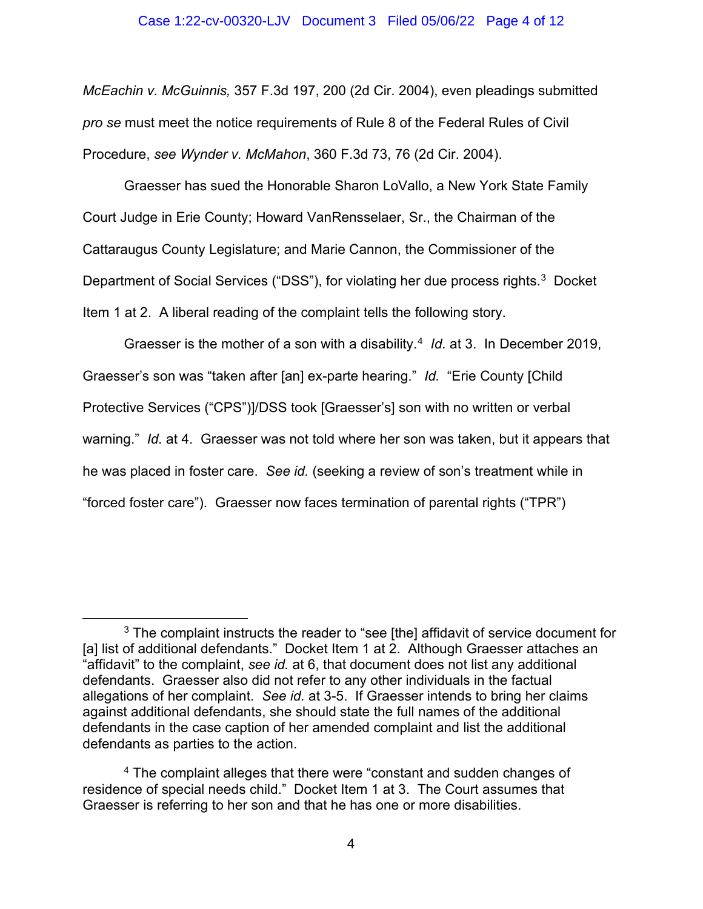*McEachin v. McGuinnis,* 357 F.3d 197, 200 (2d Cir. 2004), even pleadings submitted *pro se* must meet the notice requirements of Rule 8 of the Federal Rules of Civil Procedure, *see Wynder v. McMahon*, 360 F.3d 73, 76 (2d Cir. 2004).

Graesser has sued the Honorable Sharon LoVallo, a New York State Family Court Judge in Erie County; Howard VanRensselaer, Sr., the Chairman of the Cattaraugus County Legislature; and Marie Cannon, the Commissioner of the Department of Social Services ("DSS"), for violating her due process rights.[3] Docket Item 1 at 2. A liberal reading of the complaint tells the following story.

Graesser is the mother of a son with a disability.[4] *Id.* at 3. In December 2019, Graesser's son was "taken after [an] ex-parte hearing." *Id.* "Erie County [Child Protective Services ("CPS")]/DSS took [Graesser's] son with no written or verbal warning." *Id.* at 4. Graesser was not told where her son was taken, but it appears that he was placed in foster care. *See id.* (seeking a review of son's treatment while in "forced foster care"). Graesser now faces termination of parental rights ("TPR")

---

[3] The complaint instructs the reader to "see [the] affidavit of service document for [a] list of additional defendants." Docket Item 1 at 2. Although Graesser attaches an "affidavit" to the complaint, *see id.* at 6, that document does not list any additional defendants. Graesser also did not refer to any other individuals in the factual allegations of her complaint. *See id.* at 3-5. If Graesser intends to bring her claims against additional defendants, she should state the full names of the additional defendants in the case caption of her amended complaint and list the additional defendants as parties to the action.

[4] The complaint alleges that there were "constant and sudden changes of residence of special needs child." Docket Item 1 at 3. The Court assumes that Graesser is referring to her son and that he has one or more disabilities.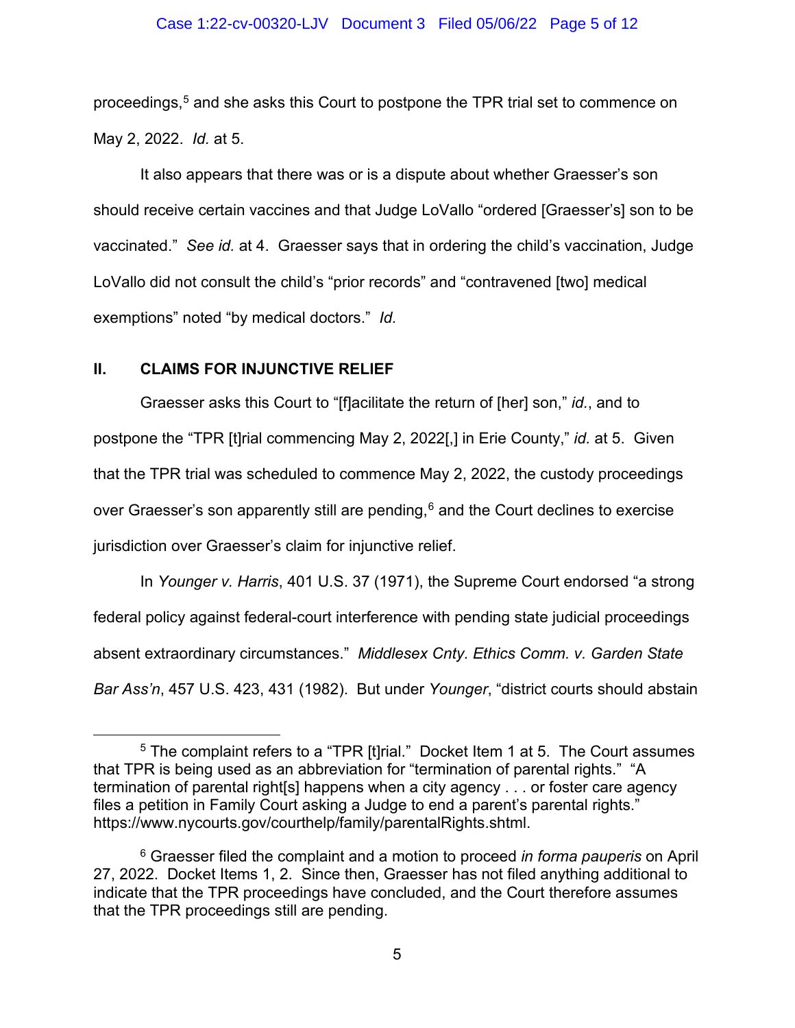proceedings,[5] and she asks this Court to postpone the TPR trial set to commence on May 2, 2022. *Id.* at 5.

It also appears that there was or is a dispute about whether Graesser's son should receive certain vaccines and that Judge LoVallo "ordered [Graesser's] son to be vaccinated." *See id.* at 4. Graesser says that in ordering the child's vaccination, Judge LoVallo did not consult the child's "prior records" and "contravened [two] medical exemptions" noted "by medical doctors." *Id.*

## II. CLAIMS FOR INJUNCTIVE RELIEF

Graesser asks this Court to "[f]acilitate the return of [her] son," *id.*, and to postpone the "TPR [t]rial commencing May 2, 2022[,] in Erie County," *id.* at 5. Given that the TPR trial was scheduled to commence May 2, 2022, the custody proceedings over Graesser's son apparently still are pending,[6] and the Court declines to exercise jurisdiction over Graesser's claim for injunctive relief.

In *Younger v. Harris*, 401 U.S. 37 (1971), the Supreme Court endorsed "a strong federal policy against federal-court interference with pending state judicial proceedings absent extraordinary circumstances." *Middlesex Cnty. Ethics Comm. v. Garden State Bar Ass'n*, 457 U.S. 423, 431 (1982). But under *Younger*, "district courts should abstain

---

[5] The complaint refers to a "TPR [t]rial." Docket Item 1 at 5. The Court assumes that TPR is being used as an abbreviation for "termination of parental rights." "A termination of parental right[s] happens when a city agency . . . or foster care agency files a petition in Family Court asking a Judge to end a parent's parental rights." https://www.nycourts.gov/courthelp/family/parentalRights.shtml.

[6] Graesser filed the complaint and a motion to proceed *in forma pauperis* on April 27, 2022. Docket Items 1, 2. Since then, Graesser has not filed anything additional to indicate that the TPR proceedings have concluded, and the Court therefore assumes that the TPR proceedings still are pending.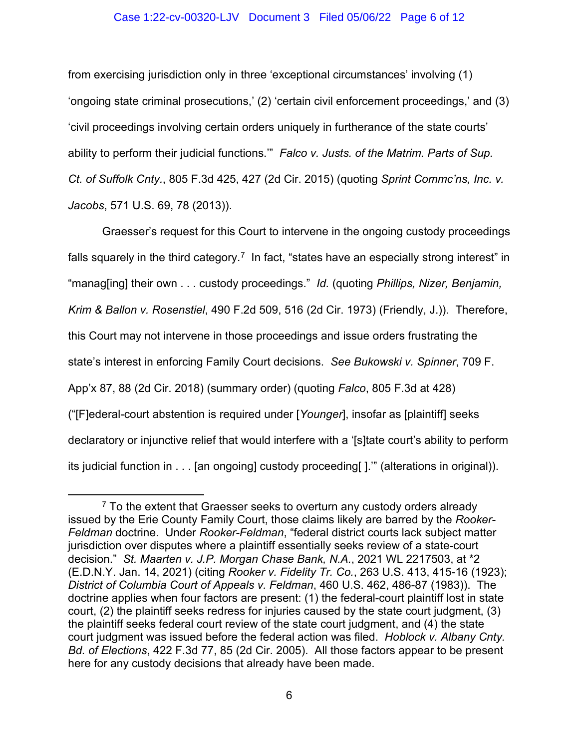from exercising jurisdiction only in three 'exceptional circumstances' involving (1) 'ongoing state criminal prosecutions,' (2) 'certain civil enforcement proceedings,' and (3) 'civil proceedings involving certain orders uniquely in furtherance of the state courts' ability to perform their judicial functions.'" *Falco v. Justs. of the Matrim. Parts of Sup. Ct. of Suffolk Cnty.*, 805 F.3d 425, 427 (2d Cir. 2015) (quoting *Sprint Commc'ns, Inc. v. Jacobs*, 571 U.S. 69, 78 (2013)).

Graesser's request for this Court to intervene in the ongoing custody proceedings falls squarely in the third category.[7] In fact, "states have an especially strong interest" in "manag[ing] their own . . . custody proceedings." *Id.* (quoting *Phillips, Nizer, Benjamin, Krim & Ballon v. Rosenstiel*, 490 F.2d 509, 516 (2d Cir. 1973) (Friendly, J.)). Therefore, this Court may not intervene in those proceedings and issue orders frustrating the state's interest in enforcing Family Court decisions. *See Bukowski v. Spinner*, 709 F. App'x 87, 88 (2d Cir. 2018) (summary order) (quoting *Falco*, 805 F.3d at 428) ("[F]ederal-court abstention is required under [*Younger*], insofar as [plaintiff] seeks declaratory or injunctive relief that would interfere with a '[s]tate court's ability to perform its judicial function in . . . [an ongoing] custody proceeding[ ].'" (alterations in original)).

---

[7] To the extent that Graesser seeks to overturn any custody orders already issued by the Erie County Family Court, those claims likely are barred by the *Rooker-Feldman* doctrine. Under *Rooker-Feldman*, "federal district courts lack subject matter jurisdiction over disputes where a plaintiff essentially seeks review of a state-court decision." *St. Maarten v. J.P. Morgan Chase Bank, N.A.*, 2021 WL 2217503, at *2 (E.D.N.Y. Jan. 14, 2021) (citing *Rooker v. Fidelity Tr. Co.*, 263 U.S. 413, 415-16 (1923); *District of Columbia Court of Appeals v. Feldman*, 460 U.S. 462, 486-87 (1983)). The doctrine applies when four factors are present: (1) the federal-court plaintiff lost in state court, (2) the plaintiff seeks redress for injuries caused by the state court judgment, (3) the plaintiff seeks federal court review of the state court judgment, and (4) the state court judgment was issued before the federal action was filed. *Hoblock v. Albany Cnty. Bd. of Elections*, 422 F.3d 77, 85 (2d Cir. 2005). All those factors appear to be present here for any custody decisions that already have been made.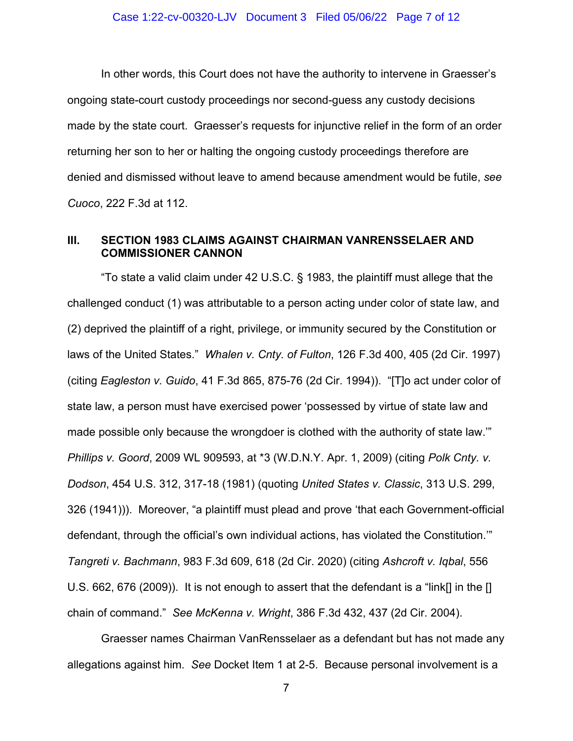In other words, this Court does not have the authority to intervene in Graesser's ongoing state-court custody proceedings nor second-guess any custody decisions made by the state court. Graesser's requests for injunctive relief in the form of an order returning her son to her or halting the ongoing custody proceedings therefore are denied and dismissed without leave to amend because amendment would be futile, *see Cuoco*, 222 F.3d at 112.

## III. SECTION 1983 CLAIMS AGAINST CHAIRMAN VANRENSSELAER AND COMMISSIONER CANNON

"To state a valid claim under 42 U.S.C. § 1983, the plaintiff must allege that the challenged conduct (1) was attributable to a person acting under color of state law, and (2) deprived the plaintiff of a right, privilege, or immunity secured by the Constitution or laws of the United States." *Whalen v. Cnty. of Fulton*, 126 F.3d 400, 405 (2d Cir. 1997) (citing *Eagleston v. Guido*, 41 F.3d 865, 875-76 (2d Cir. 1994)). "[T]o act under color of state law, a person must have exercised power 'possessed by virtue of state law and made possible only because the wrongdoer is clothed with the authority of state law.'" *Phillips v. Goord*, 2009 WL 909593, at *3 (W.D.N.Y. Apr. 1, 2009) (citing *Polk Cnty. v. Dodson*, 454 U.S. 312, 317-18 (1981) (quoting *United States v. Classic*, 313 U.S. 299, 326 (1941))). Moreover, "a plaintiff must plead and prove 'that each Government-official defendant, through the official's own individual actions, has violated the Constitution.'" *Tangreti v. Bachmann*, 983 F.3d 609, 618 (2d Cir. 2020) (citing *Ashcroft v. Iqbal*, 556 U.S. 662, 676 (2009)). It is not enough to assert that the defendant is a "link[] in the [] chain of command." *See McKenna v. Wright*, 386 F.3d 432, 437 (2d Cir. 2004).

Graesser names Chairman VanRensselaer as a defendant but has not made any allegations against him. *See* Docket Item 1 at 2-5. Because personal involvement is a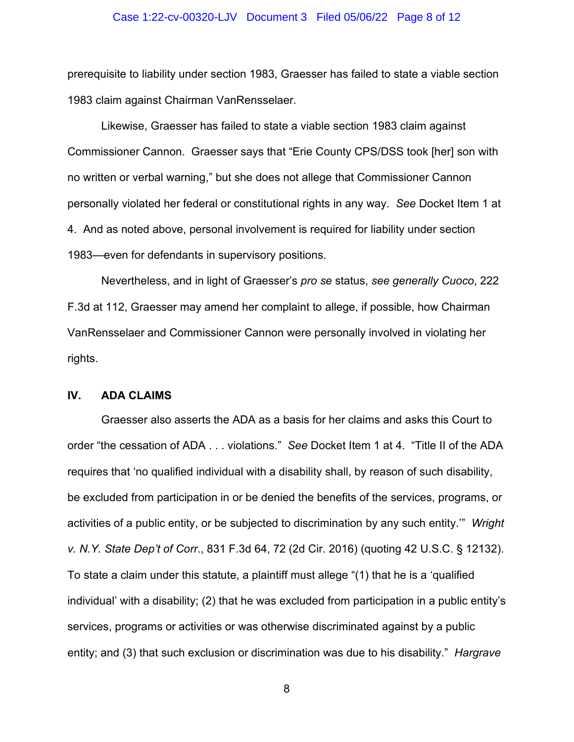prerequisite to liability under section 1983, Graesser has failed to state a viable section 1983 claim against Chairman VanRensselaer.

Likewise, Graesser has failed to state a viable section 1983 claim against Commissioner Cannon. Graesser says that "Erie County CPS/DSS took [her] son with no written or verbal warning," but she does not allege that Commissioner Cannon personally violated her federal or constitutional rights in any way. *See* Docket Item 1 at 4. And as noted above, personal involvement is required for liability under section 1983—even for defendants in supervisory positions.

Nevertheless, and in light of Graesser's *pro se* status, *see generally Cuoco*, 222 F.3d at 112, Graesser may amend her complaint to allege, if possible, how Chairman VanRensselaer and Commissioner Cannon were personally involved in violating her rights.

## IV. ADA CLAIMS

Graesser also asserts the ADA as a basis for her claims and asks this Court to order "the cessation of ADA . . . violations." *See* Docket Item 1 at 4. "Title II of the ADA requires that 'no qualified individual with a disability shall, by reason of such disability, be excluded from participation in or be denied the benefits of the services, programs, or activities of a public entity, or be subjected to discrimination by any such entity.'" *Wright v. N.Y. State Dep't of Corr.*, 831 F.3d 64, 72 (2d Cir. 2016) (quoting 42 U.S.C. § 12132). To state a claim under this statute, a plaintiff must allege "(1) that he is a 'qualified individual' with a disability; (2) that he was excluded from participation in a public entity's services, programs or activities or was otherwise discriminated against by a public entity; and (3) that such exclusion or discrimination was due to his disability." *Hargrave*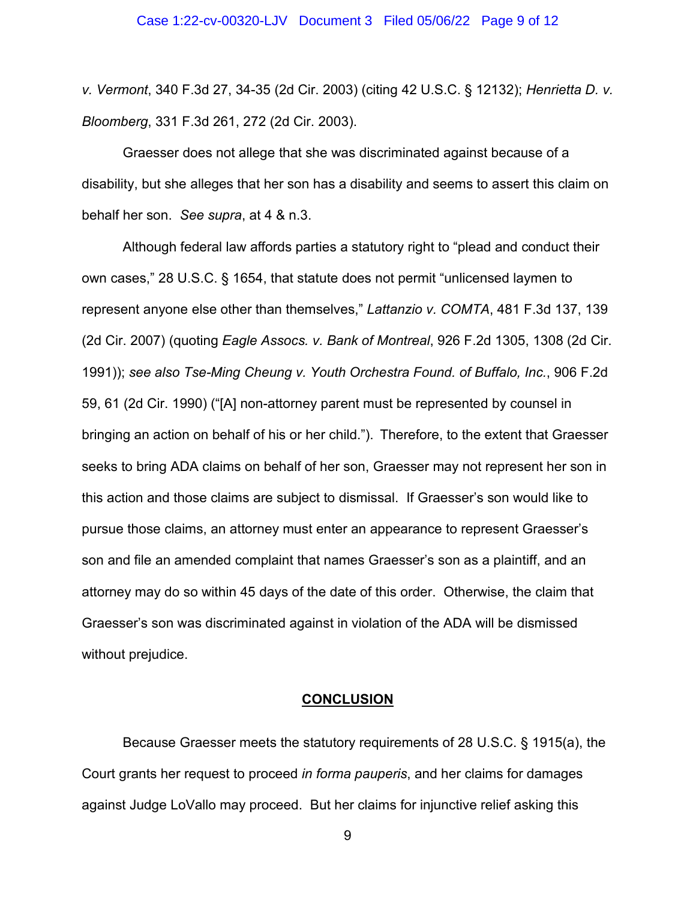*v. Vermont*, 340 F.3d 27, 34-35 (2d Cir. 2003) (citing 42 U.S.C. § 12132); *Henrietta D. v. Bloomberg*, 331 F.3d 261, 272 (2d Cir. 2003).

Graesser does not allege that she was discriminated against because of a disability, but she alleges that her son has a disability and seems to assert this claim on behalf her son. *See supra*, at 4 & n.3.

Although federal law affords parties a statutory right to "plead and conduct their own cases," 28 U.S.C. § 1654, that statute does not permit "unlicensed laymen to represent anyone else other than themselves," *Lattanzio v. COMTA*, 481 F.3d 137, 139 (2d Cir. 2007) (quoting *Eagle Assocs. v. Bank of Montreal*, 926 F.2d 1305, 1308 (2d Cir. 1991)); *see also Tse-Ming Cheung v. Youth Orchestra Found. of Buffalo, Inc.*, 906 F.2d 59, 61 (2d Cir. 1990) ("[A] non-attorney parent must be represented by counsel in bringing an action on behalf of his or her child."). Therefore, to the extent that Graesser seeks to bring ADA claims on behalf of her son, Graesser may not represent her son in this action and those claims are subject to dismissal. If Graesser's son would like to pursue those claims, an attorney must enter an appearance to represent Graesser's son and file an amended complaint that names Graesser's son as a plaintiff, and an attorney may do so within 45 days of the date of this order. Otherwise, the claim that Graesser's son was discriminated against in violation of the ADA will be dismissed without prejudice.

## CONCLUSION

Because Graesser meets the statutory requirements of 28 U.S.C. § 1915(a), the Court grants her request to proceed *in forma pauperis*, and her claims for damages against Judge LoVallo may proceed. But her claims for injunctive relief asking this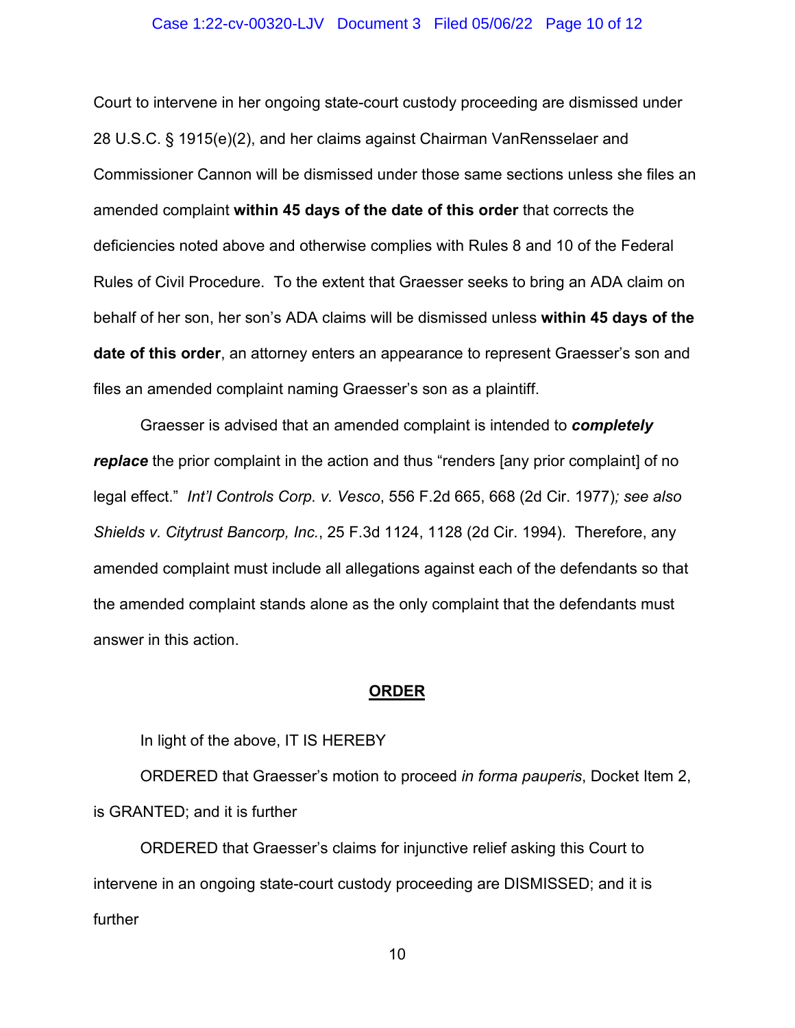Court to intervene in her ongoing state-court custody proceeding are dismissed under 28 U.S.C. § 1915(e)(2), and her claims against Chairman VanRensselaer and Commissioner Cannon will be dismissed under those same sections unless she files an amended complaint **within 45 days of the date of this order** that corrects the deficiencies noted above and otherwise complies with Rules 8 and 10 of the Federal Rules of Civil Procedure. To the extent that Graesser seeks to bring an ADA claim on behalf of her son, her son's ADA claims will be dismissed unless **within 45 days of the date of this order**, an attorney enters an appearance to represent Graesser's son and files an amended complaint naming Graesser's son as a plaintiff.

Graesser is advised that an amended complaint is intended to ***completely replace*** the prior complaint in the action and thus "renders [any prior complaint] of no legal effect." *Int'l Controls Corp. v. Vesco*, 556 F.2d 665, 668 (2d Cir. 1977)*; see also Shields v. Citytrust Bancorp, Inc.*, 25 F.3d 1124, 1128 (2d Cir. 1994). Therefore, any amended complaint must include all allegations against each of the defendants so that the amended complaint stands alone as the only complaint that the defendants must answer in this action.

## **ORDER**

In light of the above, IT IS HEREBY

ORDERED that Graesser's motion to proceed *in forma pauperis*, Docket Item 2, is GRANTED; and it is further

ORDERED that Graesser's claims for injunctive relief asking this Court to intervene in an ongoing state-court custody proceeding are DISMISSED; and it is further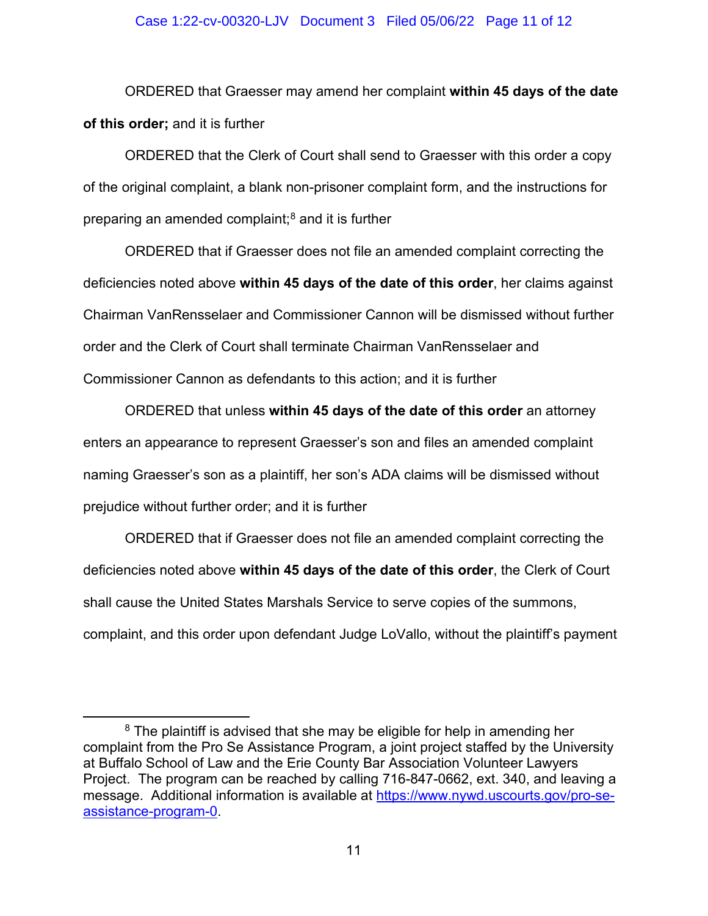ORDERED that Graesser may amend her complaint **within 45 days of the date of this order;** and it is further

ORDERED that the Clerk of Court shall send to Graesser with this order a copy of the original complaint, a blank non-prisoner complaint form, and the instructions for preparing an amended complaint;[8] and it is further

ORDERED that if Graesser does not file an amended complaint correcting the deficiencies noted above **within 45 days of the date of this order**, her claims against Chairman VanRensselaer and Commissioner Cannon will be dismissed without further order and the Clerk of Court shall terminate Chairman VanRensselaer and Commissioner Cannon as defendants to this action; and it is further

ORDERED that unless **within 45 days of the date of this order** an attorney enters an appearance to represent Graesser's son and files an amended complaint naming Graesser's son as a plaintiff, her son's ADA claims will be dismissed without prejudice without further order; and it is further

ORDERED that if Graesser does not file an amended complaint correcting the deficiencies noted above **within 45 days of the date of this order**, the Clerk of Court shall cause the United States Marshals Service to serve copies of the summons, complaint, and this order upon defendant Judge LoVallo, without the plaintiff's payment

---

[8] The plaintiff is advised that she may be eligible for help in amending her complaint from the Pro Se Assistance Program, a joint project staffed by the University at Buffalo School of Law and the Erie County Bar Association Volunteer Lawyers Project. The program can be reached by calling 716-847-0662, ext. 340, and leaving a message. Additional information is available at https://www.nywd.uscourts.gov/pro-se-assistance-program-0.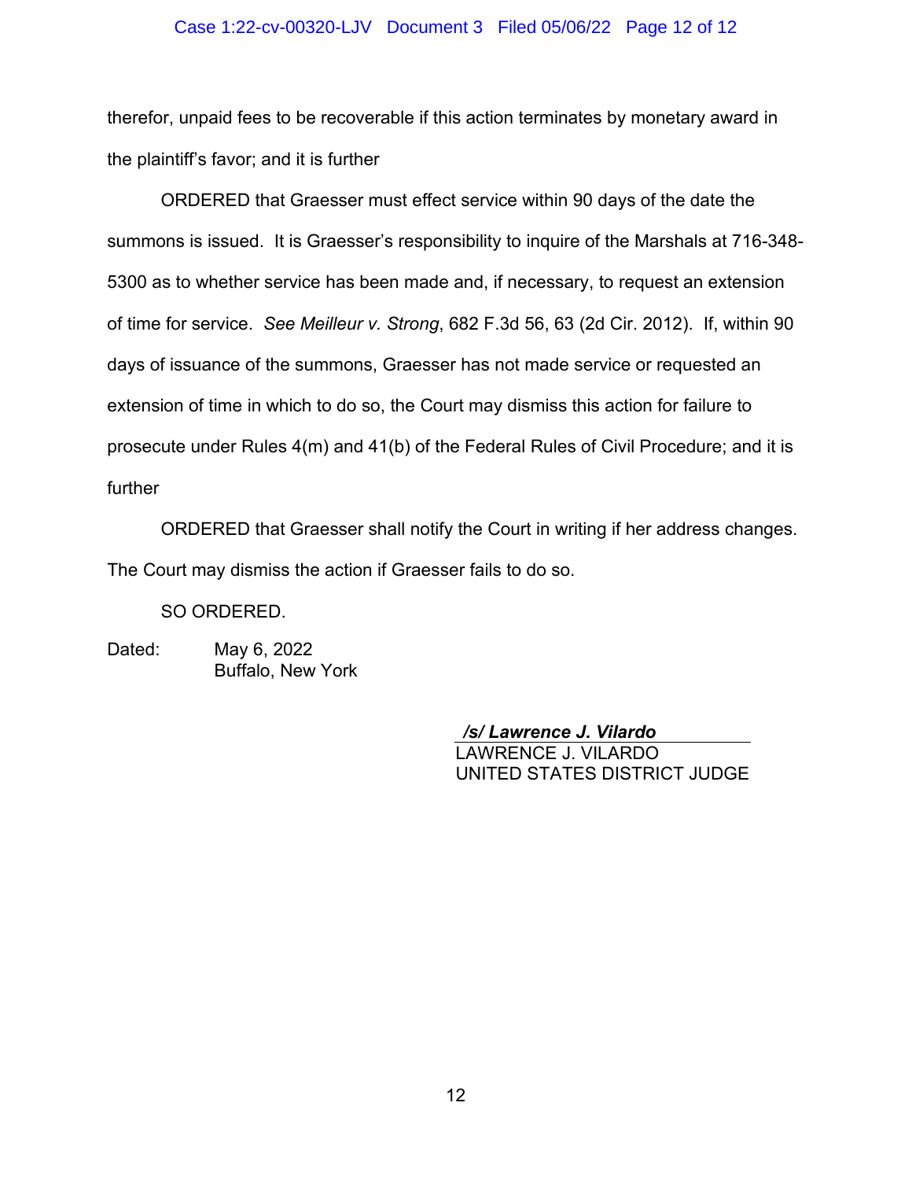therefor, unpaid fees to be recoverable if this action terminates by monetary award in the plaintiff's favor; and it is further

ORDERED that Graesser must effect service within 90 days of the date the summons is issued. It is Graesser's responsibility to inquire of the Marshals at 716-348-5300 as to whether service has been made and, if necessary, to request an extension of time for service. *See Meilleur v. Strong*, 682 F.3d 56, 63 (2d Cir. 2012). If, within 90 days of issuance of the summons, Graesser has not made service or requested an extension of time in which to do so, the Court may dismiss this action for failure to prosecute under Rules 4(m) and 41(b) of the Federal Rules of Civil Procedure; and it is further

ORDERED that Graesser shall notify the Court in writing if her address changes. The Court may dismiss the action if Graesser fails to do so.

SO ORDERED.

Dated: May 6, 2022
Buffalo, New York

***/s/ Lawrence J. Vilardo***
LAWRENCE J. VILARDO
UNITED STATES DISTRICT JUDGE